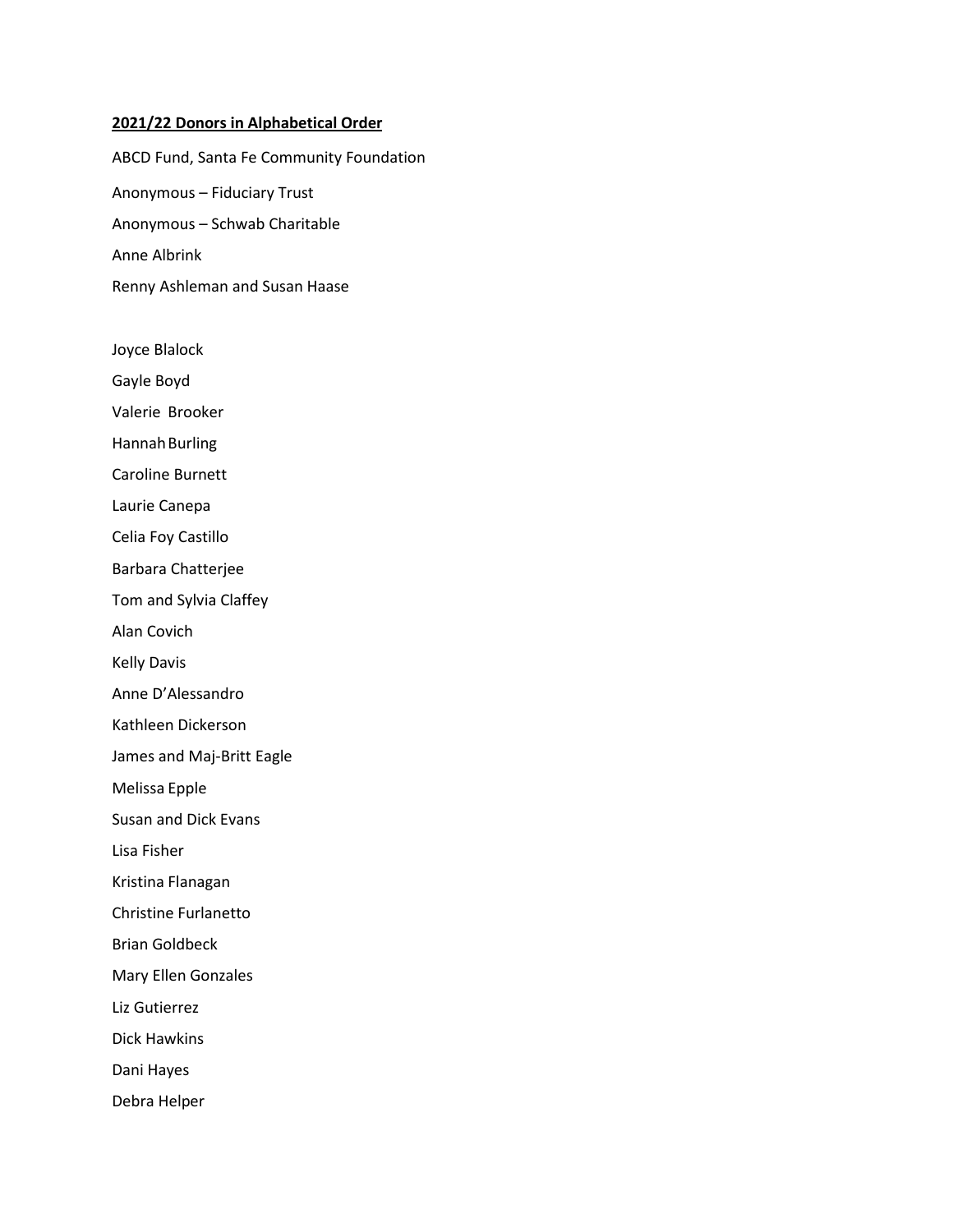**2021/22 Donors in Alphabetical Order**

ABCD Fund, Santa Fe Community Foundation

Anonymous – Fiduciary Trust

Anonymous – Schwab Charitable

Anne Albrink

Renny Ashleman and Susan Haase

Joyce Blalock

Gayle Boyd

Valerie Brooker

Hannah Burling

Caroline Burnett

Laurie Canepa

Celia Foy Castillo

Barbara Chatterjee

Tom and Sylvia Claffey

Alan Covich

Kelly Davis

Anne D'Alessandro

Kathleen Dickerson

James and Maj-Britt Eagle

Melissa Epple

Susan and Dick Evans

Lisa Fisher

Kristina Flanagan

Christine Furlanetto

Brian Goldbeck

Mary Ellen Gonzales

Liz Gutierrez

Dick Hawkins

Dani Hayes

Debra Helper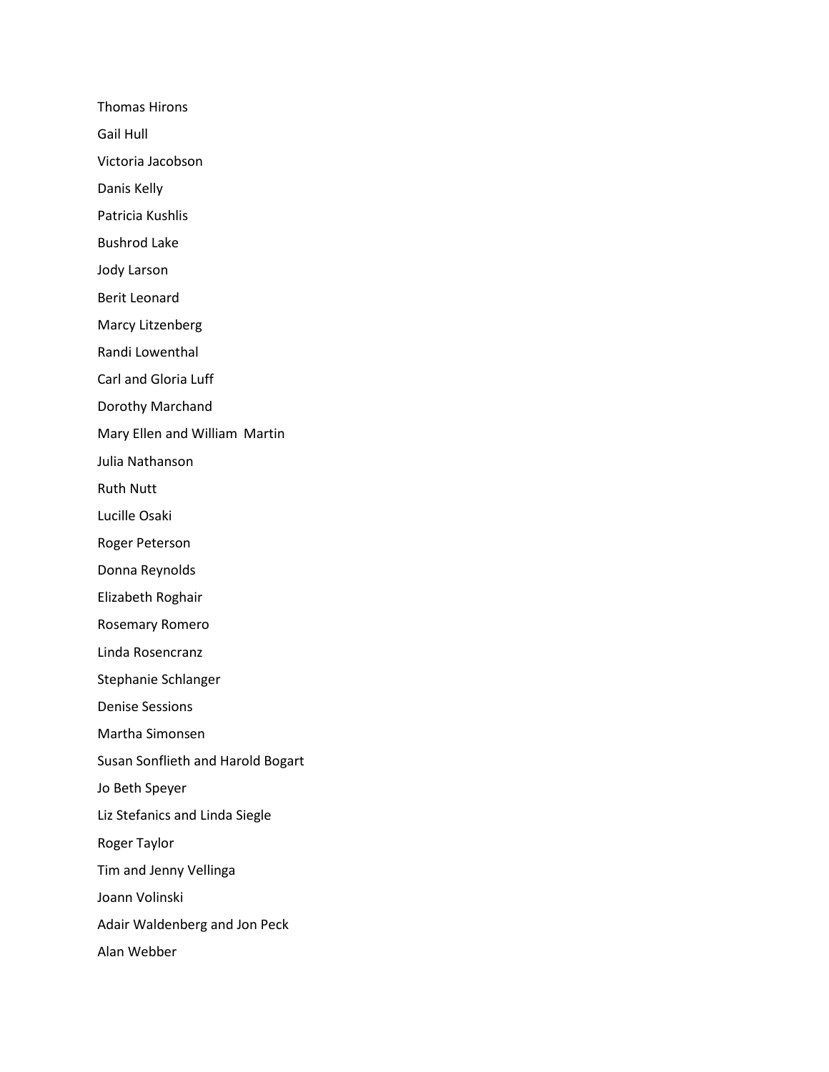Thomas Hirons

Gail Hull

Victoria Jacobson

Danis Kelly

Patricia Kushlis

Bushrod Lake

Jody Larson

Berit Leonard

Marcy Litzenberg

Randi Lowenthal

Carl and Gloria Luff

Dorothy Marchand

Mary Ellen and William Martin

Julia Nathanson

Ruth Nutt

Lucille Osaki

Roger Peterson

Donna Reynolds

Elizabeth Roghair

Rosemary Romero

Linda Rosencranz

Stephanie Schlanger

Denise Sessions

Martha Simonsen

Susan Sonflieth and Harold Bogart

Jo Beth Speyer

Liz Stefanics and Linda Siegle

Roger Taylor

Tim and Jenny Vellinga

Joann Volinski

Adair Waldenberg and Jon Peck

Alan Webber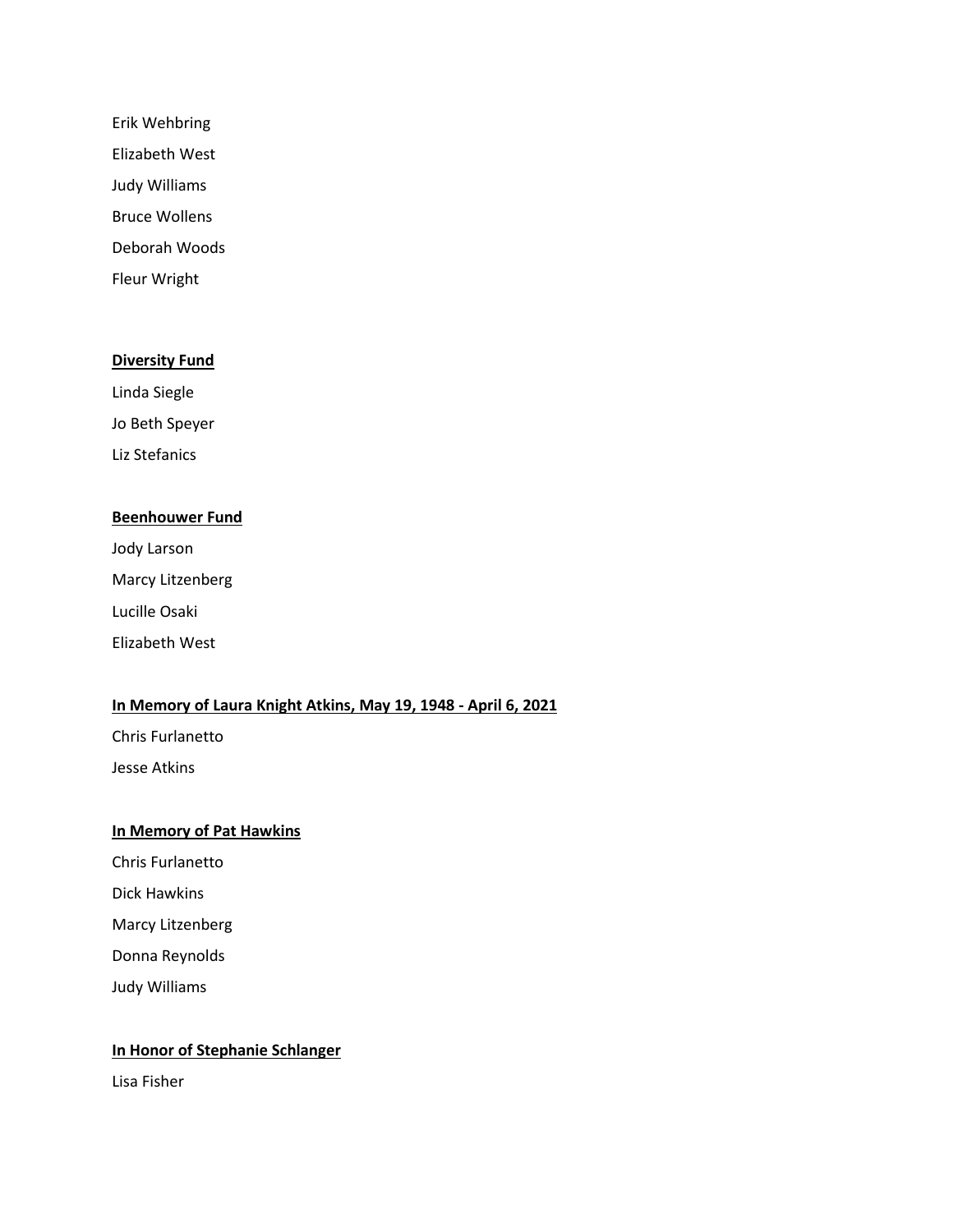Erik Wehbring

Elizabeth West

Judy Williams

Bruce Wollens

Deborah Woods

Fleur Wright

**Diversity Fund**

Linda Siegle

Jo Beth Speyer

Liz Stefanics

**Beenhouwer Fund**

Jody Larson

Marcy Litzenberg

Lucille Osaki

Elizabeth West

**In Memory of Laura Knight Atkins, May 19, 1948 - April 6, 2021**

Chris Furlanetto

Jesse Atkins

**In Memory of Pat Hawkins**

Chris Furlanetto

Dick Hawkins

Marcy Litzenberg

Donna Reynolds

Judy Williams

**In Honor of Stephanie Schlanger**

Lisa Fisher